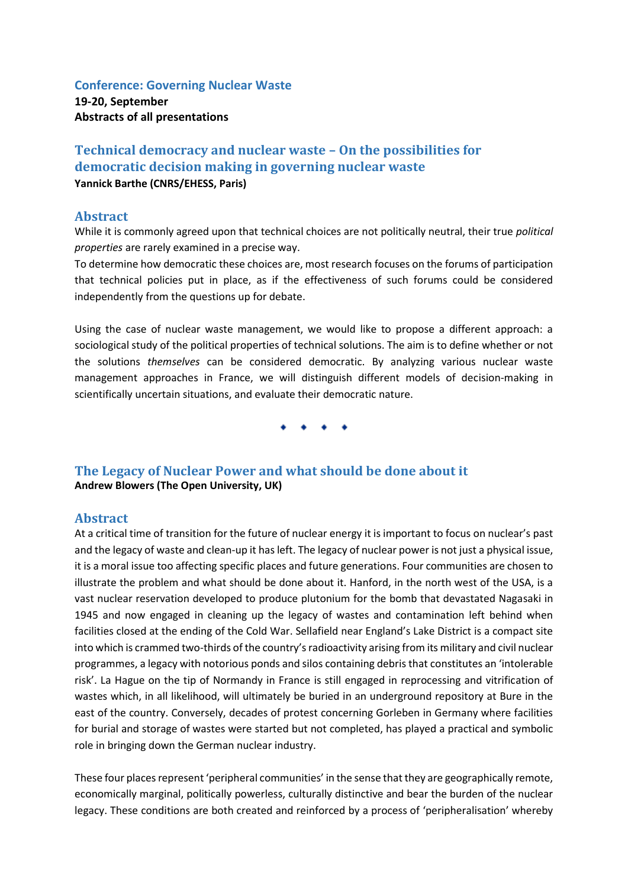# Conference: Governing Nuclear Waste

**19-20, September**
**Abstracts of all presentations**

## Technical democracy and nuclear waste – On the possibilities for democratic decision making in governing nuclear waste

**Yannick Barthe (CNRS/EHESS, Paris)**

### Abstract

While it is commonly agreed upon that technical choices are not politically neutral, their true *political properties* are rarely examined in a precise way.
To determine how democratic these choices are, most research focuses on the forums of participation that technical policies put in place, as if the effectiveness of such forums could be considered independently from the questions up for debate.

Using the case of nuclear waste management, we would like to propose a different approach: a sociological study of the political properties of technical solutions. The aim is to define whether or not the solutions *themselves* can be considered democratic. By analyzing various nuclear waste management approaches in France, we will distinguish different models of decision-making in scientifically uncertain situations, and evaluate their democratic nature.

◆ ◆ ◆ ◆

## The Legacy of Nuclear Power and what should be done about it

**Andrew Blowers (The Open University, UK)**

### Abstract

At a critical time of transition for the future of nuclear energy it is important to focus on nuclear's past and the legacy of waste and clean-up it has left. The legacy of nuclear power is not just a physical issue, it is a moral issue too affecting specific places and future generations. Four communities are chosen to illustrate the problem and what should be done about it. Hanford, in the north west of the USA, is a vast nuclear reservation developed to produce plutonium for the bomb that devastated Nagasaki in 1945 and now engaged in cleaning up the legacy of wastes and contamination left behind when facilities closed at the ending of the Cold War. Sellafield near England's Lake District is a compact site into which is crammed two-thirds of the country's radioactivity arising from its military and civil nuclear programmes, a legacy with notorious ponds and silos containing debris that constitutes an 'intolerable risk'. La Hague on the tip of Normandy in France is still engaged in reprocessing and vitrification of wastes which, in all likelihood, will ultimately be buried in an underground repository at Bure in the east of the country. Conversely, decades of protest concerning Gorleben in Germany where facilities for burial and storage of wastes were started but not completed, has played a practical and symbolic role in bringing down the German nuclear industry.

These four places represent 'peripheral communities' in the sense that they are geographically remote, economically marginal, politically powerless, culturally distinctive and bear the burden of the nuclear legacy. These conditions are both created and reinforced by a process of 'peripheralisation' whereby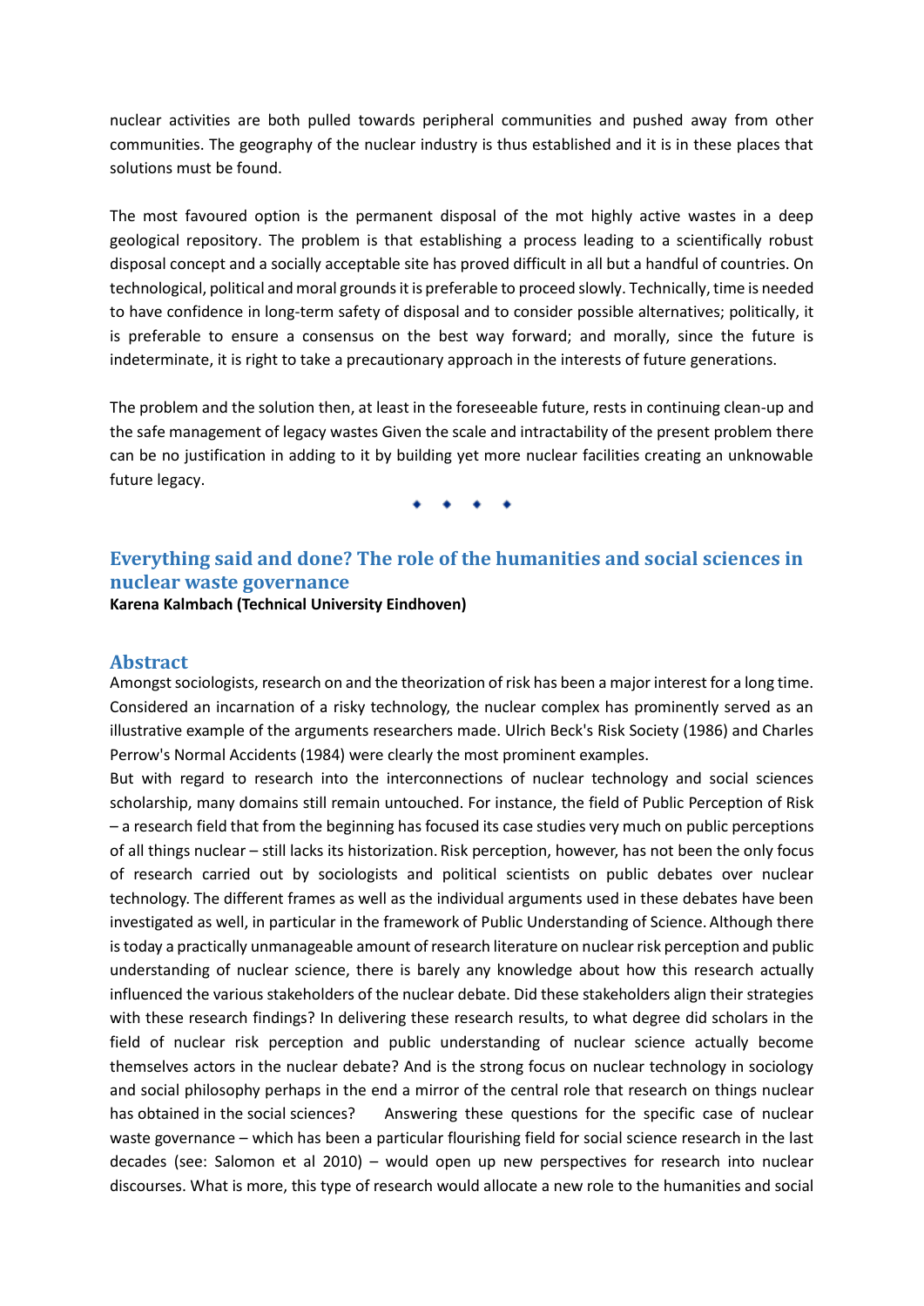nuclear activities are both pulled towards peripheral communities and pushed away from other communities. The geography of the nuclear industry is thus established and it is in these places that solutions must be found.

The most favoured option is the permanent disposal of the mot highly active wastes in a deep geological repository. The problem is that establishing a process leading to a scientifically robust disposal concept and a socially acceptable site has proved difficult in all but a handful of countries. On technological, political and moral grounds it is preferable to proceed slowly. Technically, time is needed to have confidence in long-term safety of disposal and to consider possible alternatives; politically, it is preferable to ensure a consensus on the best way forward; and morally, since the future is indeterminate, it is right to take a precautionary approach in the interests of future generations.

The problem and the solution then, at least in the foreseeable future, rests in continuing clean-up and the safe management of legacy wastes Given the scale and intractability of the present problem there can be no justification in adding to it by building yet more nuclear facilities creating an unknowable future legacy.

◆ ◆ ◆ ◆

## Everything said and done? The role of the humanities and social sciences in nuclear waste governance

**Karena Kalmbach (Technical University Eindhoven)**

### Abstract

Amongst sociologists, research on and the theorization of risk has been a major interest for a long time. Considered an incarnation of a risky technology, the nuclear complex has prominently served as an illustrative example of the arguments researchers made. Ulrich Beck's Risk Society (1986) and Charles Perrow's Normal Accidents (1984) were clearly the most prominent examples.

But with regard to research into the interconnections of nuclear technology and social sciences scholarship, many domains still remain untouched. For instance, the field of Public Perception of Risk – a research field that from the beginning has focused its case studies very much on public perceptions of all things nuclear – still lacks its historization. Risk perception, however, has not been the only focus of research carried out by sociologists and political scientists on public debates over nuclear technology. The different frames as well as the individual arguments used in these debates have been investigated as well, in particular in the framework of Public Understanding of Science. Although there is today a practically unmanageable amount of research literature on nuclear risk perception and public understanding of nuclear science, there is barely any knowledge about how this research actually influenced the various stakeholders of the nuclear debate. Did these stakeholders align their strategies with these research findings? In delivering these research results, to what degree did scholars in the field of nuclear risk perception and public understanding of nuclear science actually become themselves actors in the nuclear debate? And is the strong focus on nuclear technology in sociology and social philosophy perhaps in the end a mirror of the central role that research on things nuclear has obtained in the social sciences? Answering these questions for the specific case of nuclear waste governance – which has been a particular flourishing field for social science research in the last decades (see: Salomon et al 2010) – would open up new perspectives for research into nuclear discourses. What is more, this type of research would allocate a new role to the humanities and social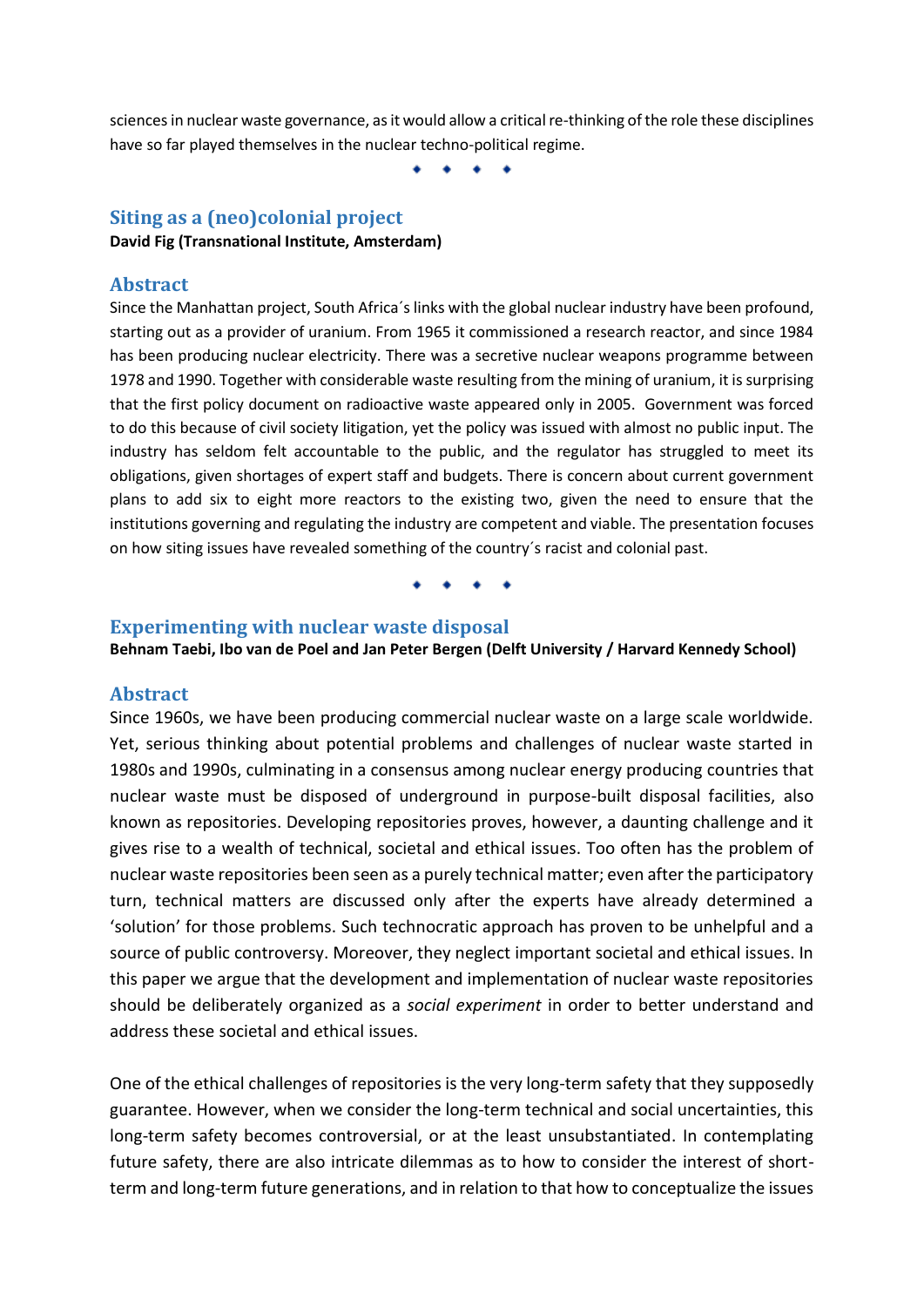sciences in nuclear waste governance, as it would allow a critical re-thinking of the role these disciplines have so far played themselves in the nuclear techno-political regime.

◆ ◆ ◆ ◆

## Siting as a (neo)colonial project

**David Fig (Transnational Institute, Amsterdam)**

### Abstract

Since the Manhattan project, South Africa´s links with the global nuclear industry have been profound, starting out as a provider of uranium. From 1965 it commissioned a research reactor, and since 1984 has been producing nuclear electricity. There was a secretive nuclear weapons programme between 1978 and 1990. Together with considerable waste resulting from the mining of uranium, it is surprising that the first policy document on radioactive waste appeared only in 2005. Government was forced to do this because of civil society litigation, yet the policy was issued with almost no public input. The industry has seldom felt accountable to the public, and the regulator has struggled to meet its obligations, given shortages of expert staff and budgets. There is concern about current government plans to add six to eight more reactors to the existing two, given the need to ensure that the institutions governing and regulating the industry are competent and viable. The presentation focuses on how siting issues have revealed something of the country´s racist and colonial past.

◆ ◆ ◆ ◆

## Experimenting with nuclear waste disposal

**Behnam Taebi, Ibo van de Poel and Jan Peter Bergen (Delft University / Harvard Kennedy School)**

### Abstract

Since 1960s, we have been producing commercial nuclear waste on a large scale worldwide. Yet, serious thinking about potential problems and challenges of nuclear waste started in 1980s and 1990s, culminating in a consensus among nuclear energy producing countries that nuclear waste must be disposed of underground in purpose-built disposal facilities, also known as repositories. Developing repositories proves, however, a daunting challenge and it gives rise to a wealth of technical, societal and ethical issues. Too often has the problem of nuclear waste repositories been seen as a purely technical matter; even after the participatory turn, technical matters are discussed only after the experts have already determined a 'solution' for those problems. Such technocratic approach has proven to be unhelpful and a source of public controversy. Moreover, they neglect important societal and ethical issues. In this paper we argue that the development and implementation of nuclear waste repositories should be deliberately organized as a *social experiment* in order to better understand and address these societal and ethical issues.

One of the ethical challenges of repositories is the very long-term safety that they supposedly guarantee. However, when we consider the long-term technical and social uncertainties, this long-term safety becomes controversial, or at the least unsubstantiated. In contemplating future safety, there are also intricate dilemmas as to how to consider the interest of short-term and long-term future generations, and in relation to that how to conceptualize the issues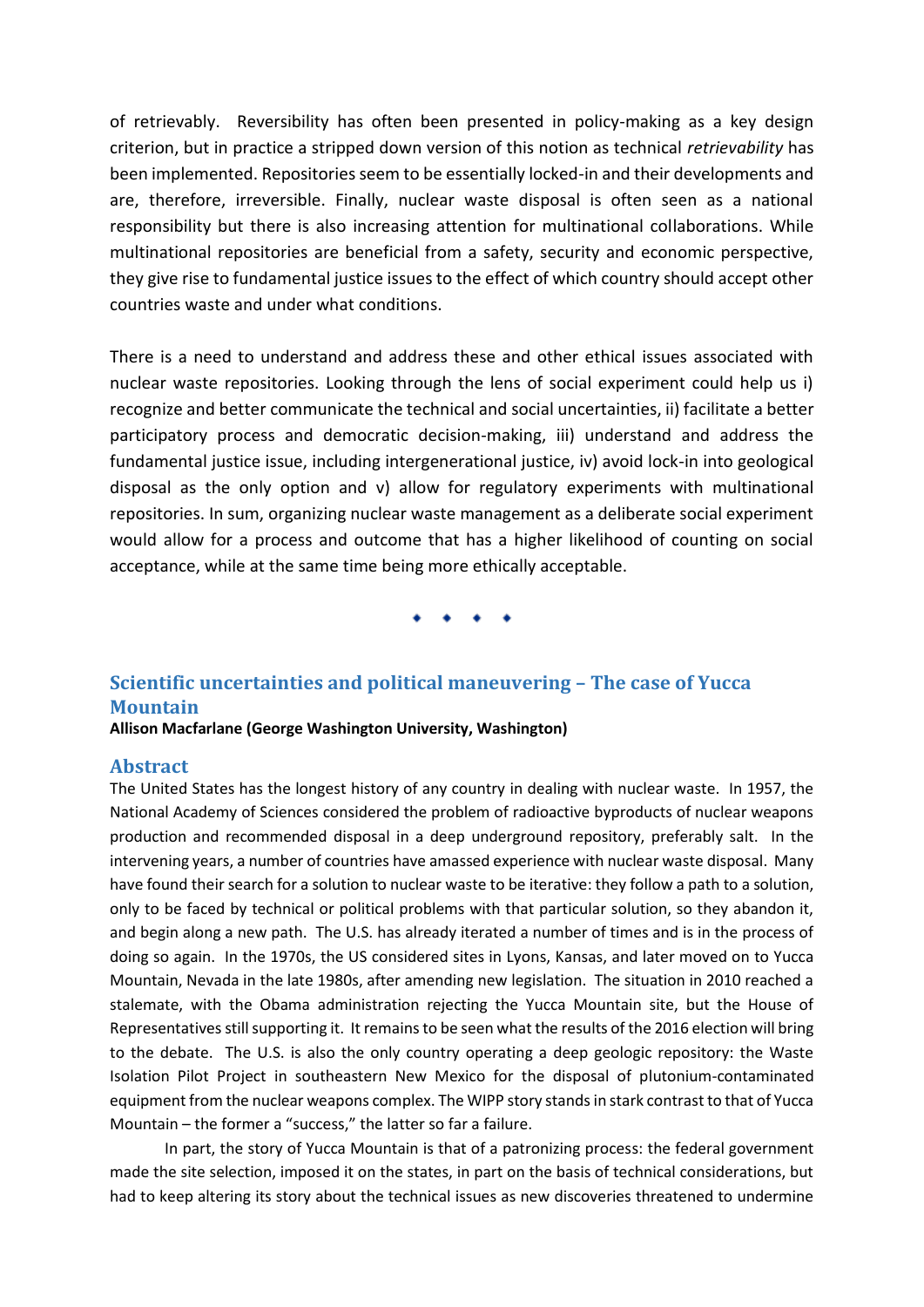of retrievably. Reversibility has often been presented in policy-making as a key design criterion, but in practice a stripped down version of this notion as technical *retrievability* has been implemented. Repositories seem to be essentially locked-in and their developments and are, therefore, irreversible. Finally, nuclear waste disposal is often seen as a national responsibility but there is also increasing attention for multinational collaborations. While multinational repositories are beneficial from a safety, security and economic perspective, they give rise to fundamental justice issues to the effect of which country should accept other countries waste and under what conditions.

There is a need to understand and address these and other ethical issues associated with nuclear waste repositories. Looking through the lens of social experiment could help us i) recognize and better communicate the technical and social uncertainties, ii) facilitate a better participatory process and democratic decision-making, iii) understand and address the fundamental justice issue, including intergenerational justice, iv) avoid lock-in into geological disposal as the only option and v) allow for regulatory experiments with multinational repositories. In sum, organizing nuclear waste management as a deliberate social experiment would allow for a process and outcome that has a higher likelihood of counting on social acceptance, while at the same time being more ethically acceptable.

◆ ◆ ◆ ◆

## Scientific uncertainties and political maneuvering – The case of Yucca Mountain

**Allison Macfarlane (George Washington University, Washington)**

### Abstract

The United States has the longest history of any country in dealing with nuclear waste. In 1957, the National Academy of Sciences considered the problem of radioactive byproducts of nuclear weapons production and recommended disposal in a deep underground repository, preferably salt. In the intervening years, a number of countries have amassed experience with nuclear waste disposal. Many have found their search for a solution to nuclear waste to be iterative: they follow a path to a solution, only to be faced by technical or political problems with that particular solution, so they abandon it, and begin along a new path. The U.S. has already iterated a number of times and is in the process of doing so again. In the 1970s, the US considered sites in Lyons, Kansas, and later moved on to Yucca Mountain, Nevada in the late 1980s, after amending new legislation. The situation in 2010 reached a stalemate, with the Obama administration rejecting the Yucca Mountain site, but the House of Representatives still supporting it. It remains to be seen what the results of the 2016 election will bring to the debate. The U.S. is also the only country operating a deep geologic repository: the Waste Isolation Pilot Project in southeastern New Mexico for the disposal of plutonium-contaminated equipment from the nuclear weapons complex. The WIPP story stands in stark contrast to that of Yucca Mountain – the former a "success," the latter so far a failure.

In part, the story of Yucca Mountain is that of a patronizing process: the federal government made the site selection, imposed it on the states, in part on the basis of technical considerations, but had to keep altering its story about the technical issues as new discoveries threatened to undermine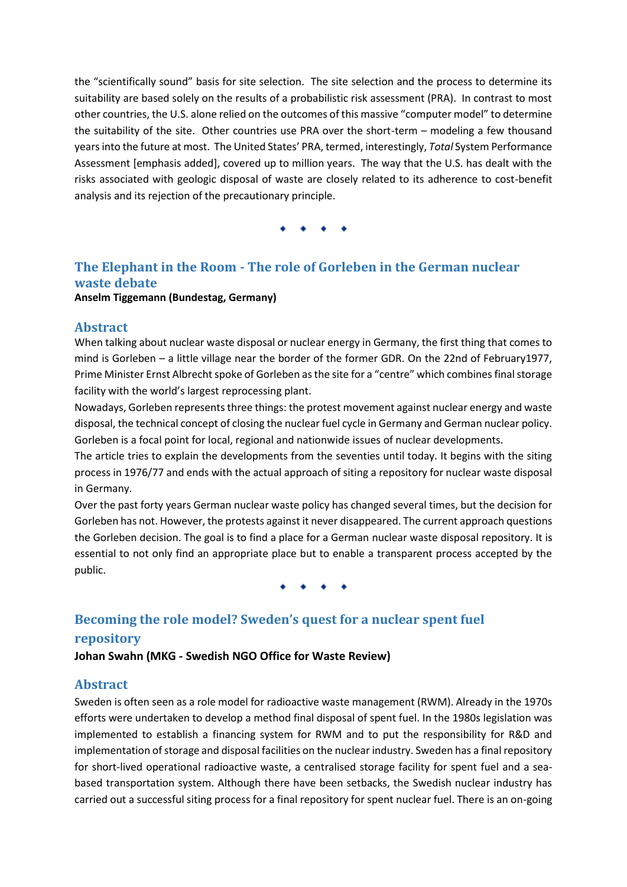the "scientifically sound" basis for site selection. The site selection and the process to determine its suitability are based solely on the results of a probabilistic risk assessment (PRA). In contrast to most other countries, the U.S. alone relied on the outcomes of this massive "computer model" to determine the suitability of the site. Other countries use PRA over the short-term – modeling a few thousand years into the future at most. The United States' PRA, termed, interestingly, *Total* System Performance Assessment [emphasis added], covered up to million years. The way that the U.S. has dealt with the risks associated with geologic disposal of waste are closely related to its adherence to cost-benefit analysis and its rejection of the precautionary principle.

◆ ◆ ◆ ◆

## The Elephant in the Room - The role of Gorleben in the German nuclear waste debate

**Anselm Tiggemann (Bundestag, Germany)**

### Abstract

When talking about nuclear waste disposal or nuclear energy in Germany, the first thing that comes to mind is Gorleben – a little village near the border of the former GDR. On the 22nd of February1977, Prime Minister Ernst Albrecht spoke of Gorleben as the site for a "centre" which combines final storage facility with the world's largest reprocessing plant.

Nowadays, Gorleben represents three things: the protest movement against nuclear energy and waste disposal, the technical concept of closing the nuclear fuel cycle in Germany and German nuclear policy. Gorleben is a focal point for local, regional and nationwide issues of nuclear developments.

The article tries to explain the developments from the seventies until today. It begins with the siting process in 1976/77 and ends with the actual approach of siting a repository for nuclear waste disposal in Germany.

Over the past forty years German nuclear waste policy has changed several times, but the decision for Gorleben has not. However, the protests against it never disappeared. The current approach questions the Gorleben decision. The goal is to find a place for a German nuclear waste disposal repository. It is essential to not only find an appropriate place but to enable a transparent process accepted by the public.

◆ ◆ ◆ ◆

## Becoming the role model? Sweden's quest for a nuclear spent fuel repository

**Johan Swahn (MKG - Swedish NGO Office for Waste Review)**

### Abstract

Sweden is often seen as a role model for radioactive waste management (RWM). Already in the 1970s efforts were undertaken to develop a method final disposal of spent fuel. In the 1980s legislation was implemented to establish a financing system for RWM and to put the responsibility for R&D and implementation of storage and disposal facilities on the nuclear industry. Sweden has a final repository for short-lived operational radioactive waste, a centralised storage facility for spent fuel and a sea-based transportation system. Although there have been setbacks, the Swedish nuclear industry has carried out a successful siting process for a final repository for spent nuclear fuel. There is an on-going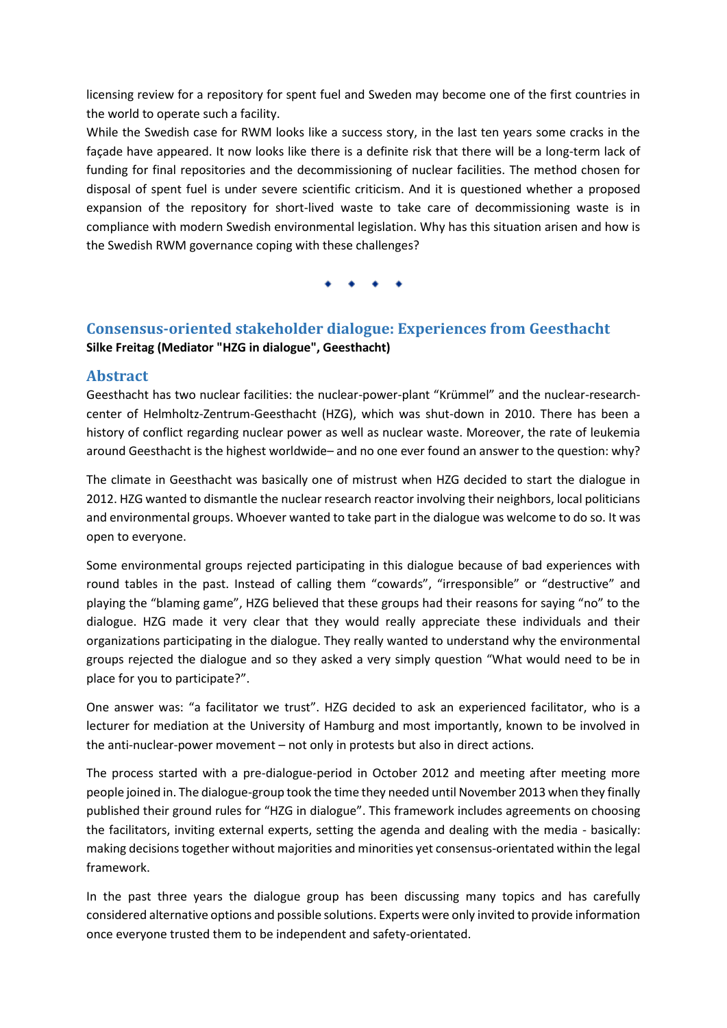licensing review for a repository for spent fuel and Sweden may become one of the first countries in the world to operate such a facility.

While the Swedish case for RWM looks like a success story, in the last ten years some cracks in the façade have appeared. It now looks like there is a definite risk that there will be a long-term lack of funding for final repositories and the decommissioning of nuclear facilities. The method chosen for disposal of spent fuel is under severe scientific criticism. And it is questioned whether a proposed expansion of the repository for short-lived waste to take care of decommissioning waste is in compliance with modern Swedish environmental legislation. Why has this situation arisen and how is the Swedish RWM governance coping with these challenges?

◆ ◆ ◆ ◆

## Consensus-oriented stakeholder dialogue: Experiences from Geesthacht

**Silke Freitag (Mediator "HZG in dialogue", Geesthacht)**

### Abstract

Geesthacht has two nuclear facilities: the nuclear-power-plant "Krümmel" and the nuclear-research-center of Helmholtz-Zentrum-Geesthacht (HZG), which was shut-down in 2010. There has been a history of conflict regarding nuclear power as well as nuclear waste. Moreover, the rate of leukemia around Geesthacht is the highest worldwide– and no one ever found an answer to the question: why?

The climate in Geesthacht was basically one of mistrust when HZG decided to start the dialogue in 2012. HZG wanted to dismantle the nuclear research reactor involving their neighbors, local politicians and environmental groups. Whoever wanted to take part in the dialogue was welcome to do so. It was open to everyone.

Some environmental groups rejected participating in this dialogue because of bad experiences with round tables in the past. Instead of calling them "cowards", "irresponsible" or "destructive" and playing the "blaming game", HZG believed that these groups had their reasons for saying "no" to the dialogue. HZG made it very clear that they would really appreciate these individuals and their organizations participating in the dialogue. They really wanted to understand why the environmental groups rejected the dialogue and so they asked a very simply question "What would need to be in place for you to participate?".

One answer was: "a facilitator we trust". HZG decided to ask an experienced facilitator, who is a lecturer for mediation at the University of Hamburg and most importantly, known to be involved in the anti-nuclear-power movement – not only in protests but also in direct actions.

The process started with a pre-dialogue-period in October 2012 and meeting after meeting more people joined in. The dialogue-group took the time they needed until November 2013 when they finally published their ground rules for "HZG in dialogue". This framework includes agreements on choosing the facilitators, inviting external experts, setting the agenda and dealing with the media - basically: making decisions together without majorities and minorities yet consensus-orientated within the legal framework.

In the past three years the dialogue group has been discussing many topics and has carefully considered alternative options and possible solutions. Experts were only invited to provide information once everyone trusted them to be independent and safety-orientated.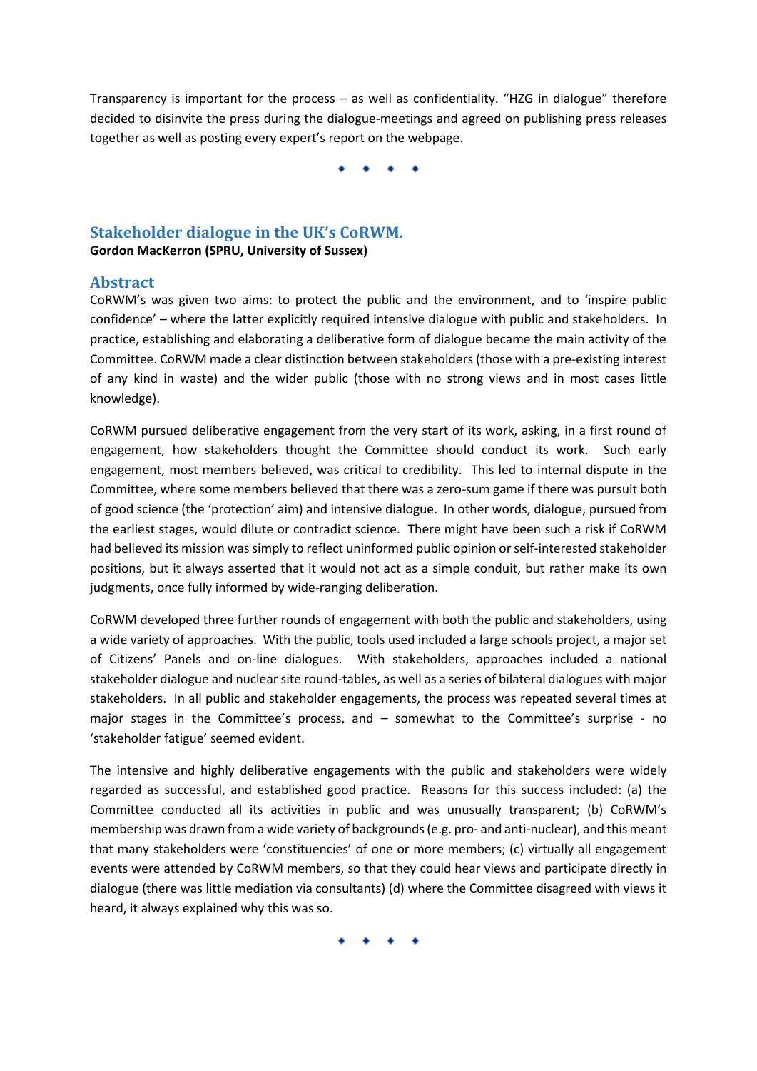Transparency is important for the process – as well as confidentiality. “HZG in dialogue” therefore decided to disinvite the press during the dialogue-meetings and agreed on publishing press releases together as well as posting every expert’s report on the webpage.

◆ ◆ ◆ ◆

## Stakeholder dialogue in the UK’s CoRWM.

**Gordon MacKerron (SPRU, University of Sussex)**

### Abstract

CoRWM’s was given two aims: to protect the public and the environment, and to ‘inspire public confidence’ – where the latter explicitly required intensive dialogue with public and stakeholders. In practice, establishing and elaborating a deliberative form of dialogue became the main activity of the Committee. CoRWM made a clear distinction between stakeholders (those with a pre-existing interest of any kind in waste) and the wider public (those with no strong views and in most cases little knowledge).

CoRWM pursued deliberative engagement from the very start of its work, asking, in a first round of engagement, how stakeholders thought the Committee should conduct its work. Such early engagement, most members believed, was critical to credibility. This led to internal dispute in the Committee, where some members believed that there was a zero-sum game if there was pursuit both of good science (the ‘protection’ aim) and intensive dialogue. In other words, dialogue, pursued from the earliest stages, would dilute or contradict science. There might have been such a risk if CoRWM had believed its mission was simply to reflect uninformed public opinion or self-interested stakeholder positions, but it always asserted that it would not act as a simple conduit, but rather make its own judgments, once fully informed by wide-ranging deliberation.

CoRWM developed three further rounds of engagement with both the public and stakeholders, using a wide variety of approaches. With the public, tools used included a large schools project, a major set of Citizens’ Panels and on-line dialogues. With stakeholders, approaches included a national stakeholder dialogue and nuclear site round-tables, as well as a series of bilateral dialogues with major stakeholders. In all public and stakeholder engagements, the process was repeated several times at major stages in the Committee’s process, and – somewhat to the Committee’s surprise - no ‘stakeholder fatigue’ seemed evident.

The intensive and highly deliberative engagements with the public and stakeholders were widely regarded as successful, and established good practice. Reasons for this success included: (a) the Committee conducted all its activities in public and was unusually transparent; (b) CoRWM’s membership was drawn from a wide variety of backgrounds (e.g. pro- and anti-nuclear), and this meant that many stakeholders were ‘constituencies’ of one or more members; (c) virtually all engagement events were attended by CoRWM members, so that they could hear views and participate directly in dialogue (there was little mediation via consultants) (d) where the Committee disagreed with views it heard, it always explained why this was so.

◆ ◆ ◆ ◆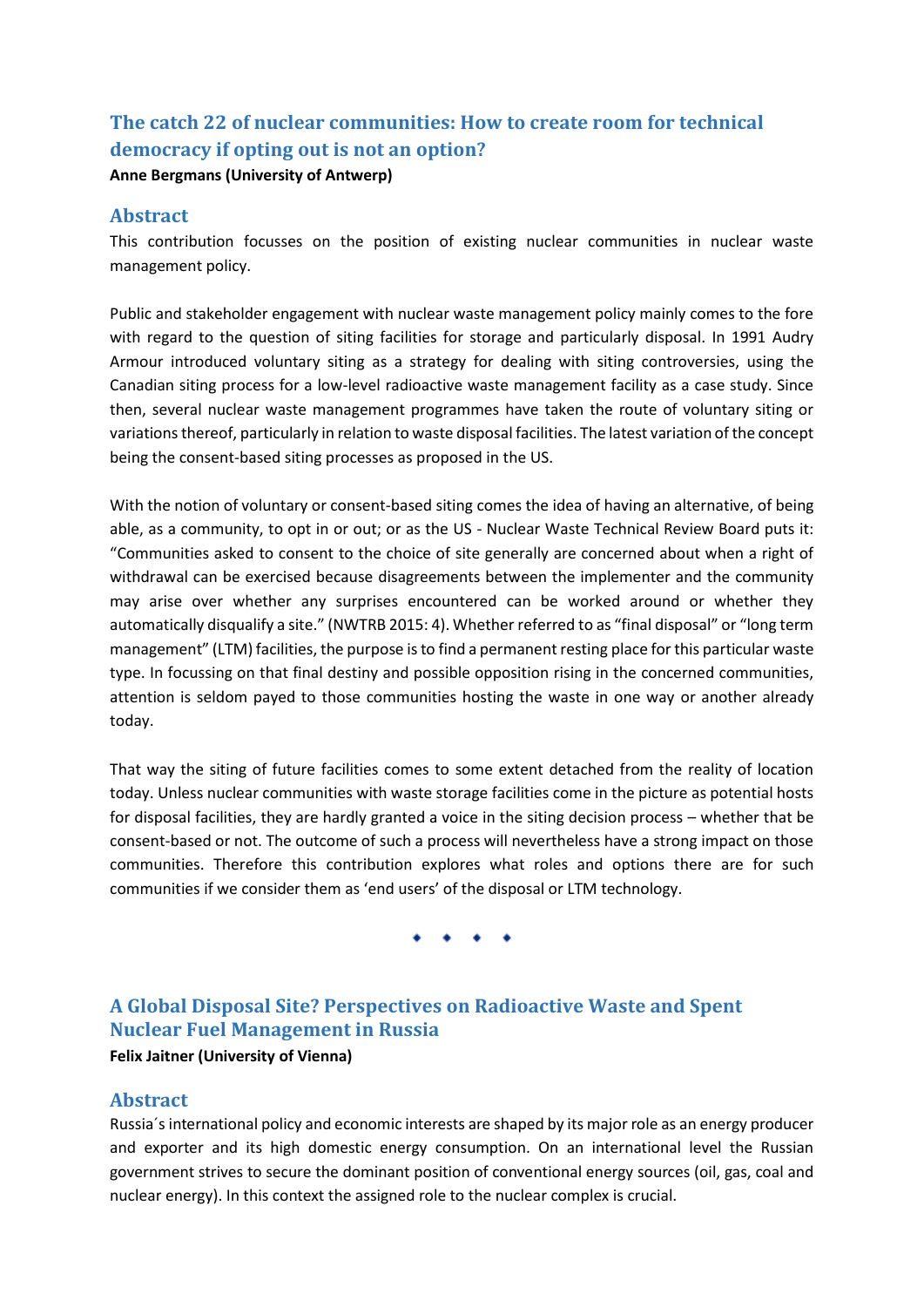## The catch 22 of nuclear communities: How to create room for technical democracy if opting out is not an option?

**Anne Bergmans (University of Antwerp)**

### Abstract

This contribution focusses on the position of existing nuclear communities in nuclear waste management policy.

Public and stakeholder engagement with nuclear waste management policy mainly comes to the fore with regard to the question of siting facilities for storage and particularly disposal. In 1991 Audry Armour introduced voluntary siting as a strategy for dealing with siting controversies, using the Canadian siting process for a low-level radioactive waste management facility as a case study. Since then, several nuclear waste management programmes have taken the route of voluntary siting or variations thereof, particularly in relation to waste disposal facilities. The latest variation of the concept being the consent-based siting processes as proposed in the US.

With the notion of voluntary or consent-based siting comes the idea of having an alternative, of being able, as a community, to opt in or out; or as the US - Nuclear Waste Technical Review Board puts it: "Communities asked to consent to the choice of site generally are concerned about when a right of withdrawal can be exercised because disagreements between the implementer and the community may arise over whether any surprises encountered can be worked around or whether they automatically disqualify a site." (NWTRB 2015: 4). Whether referred to as "final disposal" or "long term management" (LTM) facilities, the purpose is to find a permanent resting place for this particular waste type. In focussing on that final destiny and possible opposition rising in the concerned communities, attention is seldom payed to those communities hosting the waste in one way or another already today.

That way the siting of future facilities comes to some extent detached from the reality of location today. Unless nuclear communities with waste storage facilities come in the picture as potential hosts for disposal facilities, they are hardly granted a voice in the siting decision process – whether that be consent-based or not. The outcome of such a process will nevertheless have a strong impact on those communities. Therefore this contribution explores what roles and options there are for such communities if we consider them as 'end users' of the disposal or LTM technology.

◆ ◆ ◆ ◆

## A Global Disposal Site? Perspectives on Radioactive Waste and Spent Nuclear Fuel Management in Russia

**Felix Jaitner (University of Vienna)**

### Abstract

Russia´s international policy and economic interests are shaped by its major role as an energy producer and exporter and its high domestic energy consumption. On an international level the Russian government strives to secure the dominant position of conventional energy sources (oil, gas, coal and nuclear energy). In this context the assigned role to the nuclear complex is crucial.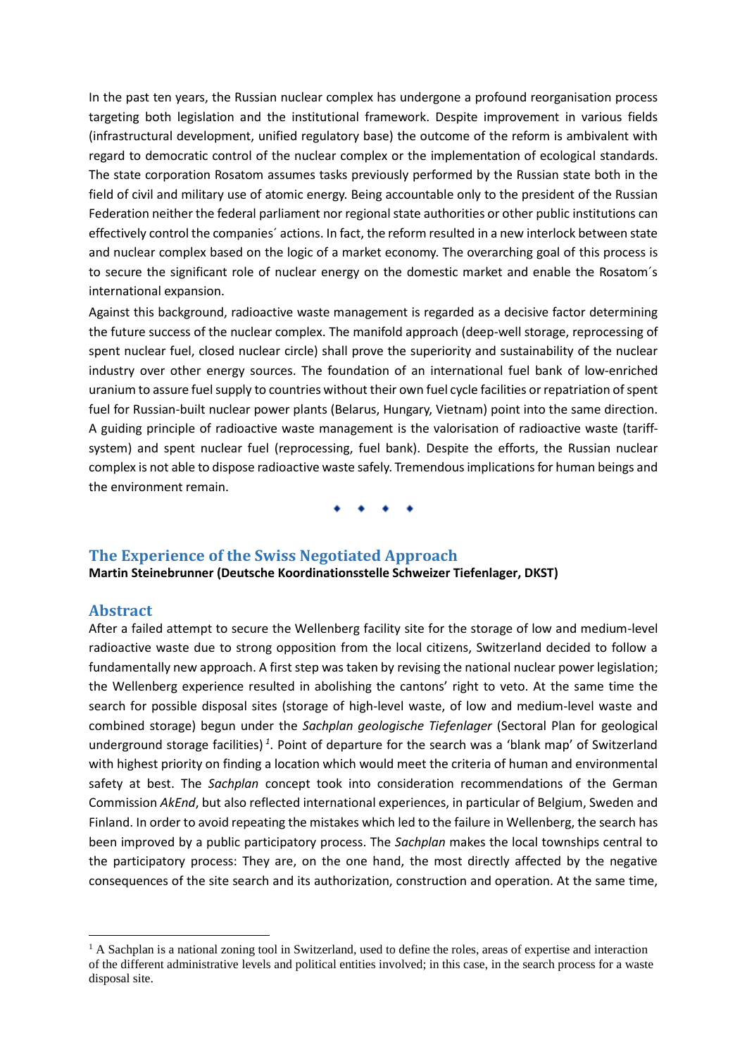In the past ten years, the Russian nuclear complex has undergone a profound reorganisation process targeting both legislation and the institutional framework. Despite improvement in various fields (infrastructural development, unified regulatory base) the outcome of the reform is ambivalent with regard to democratic control of the nuclear complex or the implementation of ecological standards. The state corporation Rosatom assumes tasks previously performed by the Russian state both in the field of civil and military use of atomic energy. Being accountable only to the president of the Russian Federation neither the federal parliament nor regional state authorities or other public institutions can effectively control the companies´ actions. In fact, the reform resulted in a new interlock between state and nuclear complex based on the logic of a market economy. The overarching goal of this process is to secure the significant role of nuclear energy on the domestic market and enable the Rosatom´s international expansion.

Against this background, radioactive waste management is regarded as a decisive factor determining the future success of the nuclear complex. The manifold approach (deep-well storage, reprocessing of spent nuclear fuel, closed nuclear circle) shall prove the superiority and sustainability of the nuclear industry over other energy sources. The foundation of an international fuel bank of low-enriched uranium to assure fuel supply to countries without their own fuel cycle facilities or repatriation of spent fuel for Russian-built nuclear power plants (Belarus, Hungary, Vietnam) point into the same direction. A guiding principle of radioactive waste management is the valorisation of radioactive waste (tariff-system) and spent nuclear fuel (reprocessing, fuel bank). Despite the efforts, the Russian nuclear complex is not able to dispose radioactive waste safely. Tremendous implications for human beings and the environment remain.

◆ ◆ ◆ ◆

## The Experience of the Swiss Negotiated Approach

**Martin Steinebrunner (Deutsche Koordinationsstelle Schweizer Tiefenlager, DKST)**

### Abstract

After a failed attempt to secure the Wellenberg facility site for the storage of low and medium-level radioactive waste due to strong opposition from the local citizens, Switzerland decided to follow a fundamentally new approach. A first step was taken by revising the national nuclear power legislation; the Wellenberg experience resulted in abolishing the cantons' right to veto. At the same time the search for possible disposal sites (storage of high-level waste, of low and medium-level waste and combined storage) begun under the *Sachplan geologische Tiefenlager* (Sectoral Plan for geological underground storage facilities) [1]. Point of departure for the search was a 'blank map' of Switzerland with highest priority on finding a location which would meet the criteria of human and environmental safety at best. The *Sachplan* concept took into consideration recommendations of the German Commission *AkEnd*, but also reflected international experiences, in particular of Belgium, Sweden and Finland. In order to avoid repeating the mistakes which led to the failure in Wellenberg, the search has been improved by a public participatory process. The *Sachplan* makes the local townships central to the participatory process: They are, on the one hand, the most directly affected by the negative consequences of the site search and its authorization, construction and operation. At the same time,

[1] A Sachplan is a national zoning tool in Switzerland, used to define the roles, areas of expertise and interaction of the different administrative levels and political entities involved; in this case, in the search process for a waste disposal site.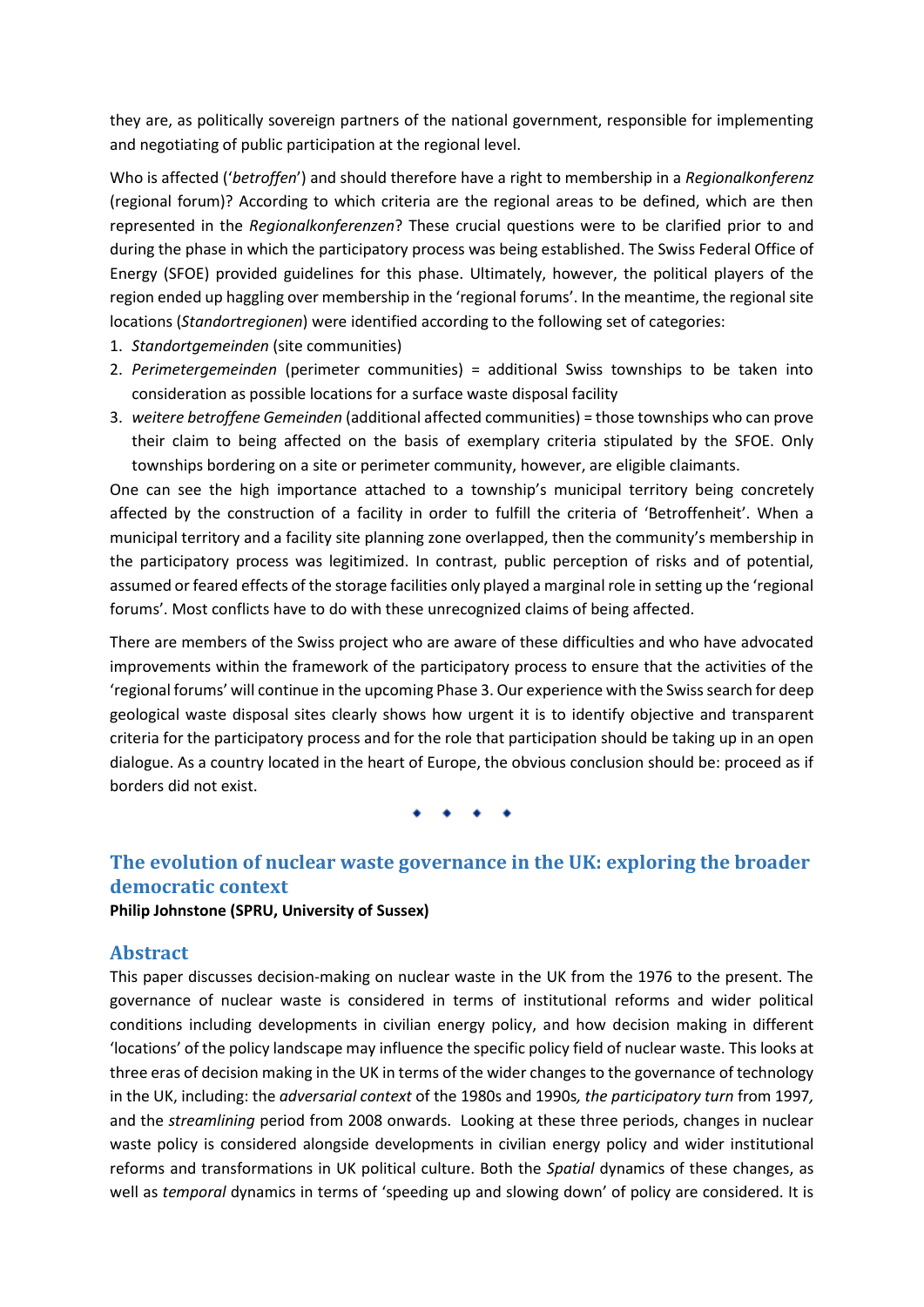they are, as politically sovereign partners of the national government, responsible for implementing and negotiating of public participation at the regional level.

Who is affected ('*betroffen*') and should therefore have a right to membership in a *Regionalkonferenz* (regional forum)? According to which criteria are the regional areas to be defined, which are then represented in the *Regionalkonferenzen*? These crucial questions were to be clarified prior to and during the phase in which the participatory process was being established. The Swiss Federal Office of Energy (SFOE) provided guidelines for this phase. Ultimately, however, the political players of the region ended up haggling over membership in the 'regional forums'. In the meantime, the regional site locations (*Standortregionen*) were identified according to the following set of categories:

1. *Standortgemeinden* (site communities)
2. *Perimetergemeinden* (perimeter communities) = additional Swiss townships to be taken into consideration as possible locations for a surface waste disposal facility
3. *weitere betroffene Gemeinden* (additional affected communities) = those townships who can prove their claim to being affected on the basis of exemplary criteria stipulated by the SFOE. Only townships bordering on a site or perimeter community, however, are eligible claimants.

One can see the high importance attached to a township's municipal territory being concretely affected by the construction of a facility in order to fulfill the criteria of 'Betroffenheit'. When a municipal territory and a facility site planning zone overlapped, then the community's membership in the participatory process was legitimized. In contrast, public perception of risks and of potential, assumed or feared effects of the storage facilities only played a marginal role in setting up the 'regional forums'. Most conflicts have to do with these unrecognized claims of being affected.

There are members of the Swiss project who are aware of these difficulties and who have advocated improvements within the framework of the participatory process to ensure that the activities of the 'regional forums' will continue in the upcoming Phase 3. Our experience with the Swiss search for deep geological waste disposal sites clearly shows how urgent it is to identify objective and transparent criteria for the participatory process and for the role that participation should be taking up in an open dialogue. As a country located in the heart of Europe, the obvious conclusion should be: proceed as if borders did not exist.

◆ ◆ ◆ ◆

## The evolution of nuclear waste governance in the UK: exploring the broader democratic context

**Philip Johnstone (SPRU, University of Sussex)**

### Abstract

This paper discusses decision-making on nuclear waste in the UK from the 1976 to the present. The governance of nuclear waste is considered in terms of institutional reforms and wider political conditions including developments in civilian energy policy, and how decision making in different 'locations' of the policy landscape may influence the specific policy field of nuclear waste. This looks at three eras of decision making in the UK in terms of the wider changes to the governance of technology in the UK, including: the *adversarial context* of the 1980s and 1990s*, the participatory turn* from 1997*,* and the *streamlining* period from 2008 onwards. Looking at these three periods, changes in nuclear waste policy is considered alongside developments in civilian energy policy and wider institutional reforms and transformations in UK political culture. Both the *Spatial* dynamics of these changes, as well as *temporal* dynamics in terms of 'speeding up and slowing down' of policy are considered. It is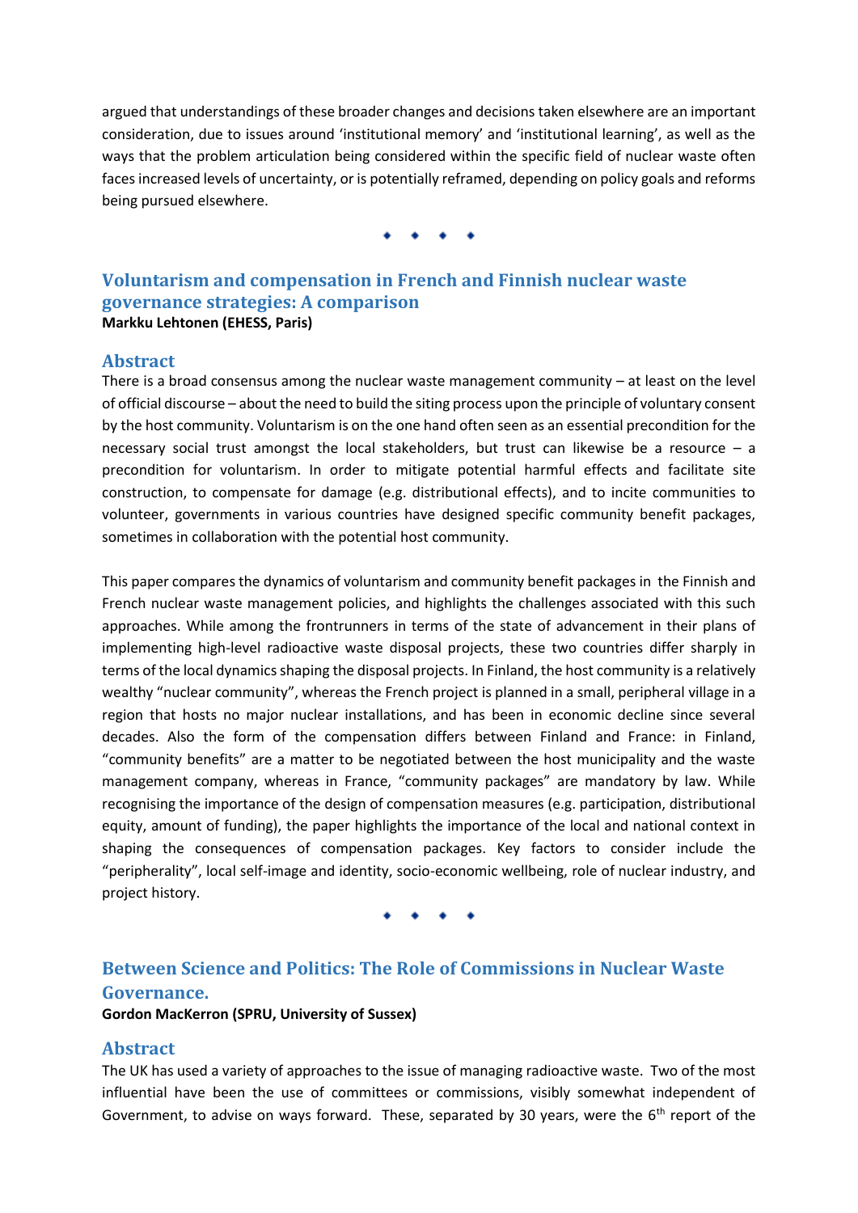argued that understandings of these broader changes and decisions taken elsewhere are an important consideration, due to issues around 'institutional memory' and 'institutional learning', as well as the ways that the problem articulation being considered within the specific field of nuclear waste often faces increased levels of uncertainty, or is potentially reframed, depending on policy goals and reforms being pursued elsewhere.

◆ ◆ ◆ ◆

## Voluntarism and compensation in French and Finnish nuclear waste governance strategies: A comparison

**Markku Lehtonen (EHESS, Paris)**

### Abstract

There is a broad consensus among the nuclear waste management community – at least on the level of official discourse – about the need to build the siting process upon the principle of voluntary consent by the host community. Voluntarism is on the one hand often seen as an essential precondition for the necessary social trust amongst the local stakeholders, but trust can likewise be a resource – a precondition for voluntarism. In order to mitigate potential harmful effects and facilitate site construction, to compensate for damage (e.g. distributional effects), and to incite communities to volunteer, governments in various countries have designed specific community benefit packages, sometimes in collaboration with the potential host community.

This paper compares the dynamics of voluntarism and community benefit packages in the Finnish and French nuclear waste management policies, and highlights the challenges associated with this such approaches. While among the frontrunners in terms of the state of advancement in their plans of implementing high-level radioactive waste disposal projects, these two countries differ sharply in terms of the local dynamics shaping the disposal projects. In Finland, the host community is a relatively wealthy "nuclear community", whereas the French project is planned in a small, peripheral village in a region that hosts no major nuclear installations, and has been in economic decline since several decades. Also the form of the compensation differs between Finland and France: in Finland, "community benefits" are a matter to be negotiated between the host municipality and the waste management company, whereas in France, "community packages" are mandatory by law. While recognising the importance of the design of compensation measures (e.g. participation, distributional equity, amount of funding), the paper highlights the importance of the local and national context in shaping the consequences of compensation packages. Key factors to consider include the "peripherality", local self-image and identity, socio-economic wellbeing, role of nuclear industry, and project history.

◆ ◆ ◆ ◆

## Between Science and Politics: The Role of Commissions in Nuclear Waste Governance.

**Gordon MacKerron (SPRU, University of Sussex)**

### Abstract

The UK has used a variety of approaches to the issue of managing radioactive waste. Two of the most influential have been the use of committees or commissions, visibly somewhat independent of Government, to advise on ways forward. These, separated by 30 years, were the 6th report of the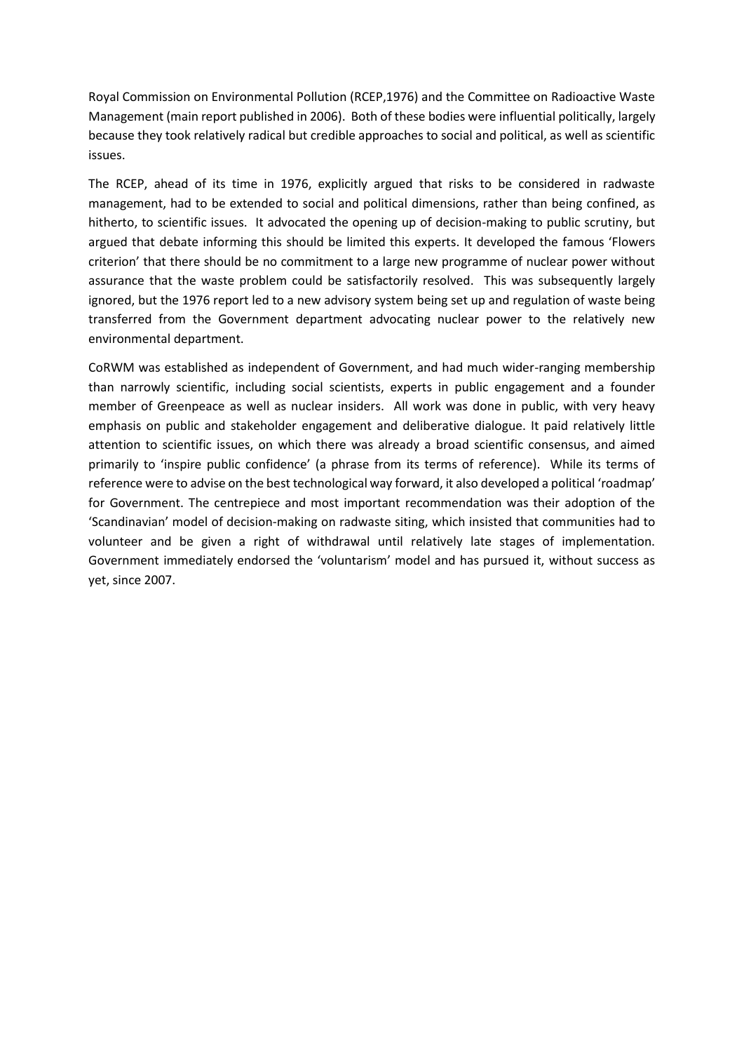Royal Commission on Environmental Pollution (RCEP,1976) and the Committee on Radioactive Waste Management (main report published in 2006). Both of these bodies were influential politically, largely because they took relatively radical but credible approaches to social and political, as well as scientific issues.

The RCEP, ahead of its time in 1976, explicitly argued that risks to be considered in radwaste management, had to be extended to social and political dimensions, rather than being confined, as hitherto, to scientific issues. It advocated the opening up of decision-making to public scrutiny, but argued that debate informing this should be limited this experts. It developed the famous 'Flowers criterion' that there should be no commitment to a large new programme of nuclear power without assurance that the waste problem could be satisfactorily resolved. This was subsequently largely ignored, but the 1976 report led to a new advisory system being set up and regulation of waste being transferred from the Government department advocating nuclear power to the relatively new environmental department.

CoRWM was established as independent of Government, and had much wider-ranging membership than narrowly scientific, including social scientists, experts in public engagement and a founder member of Greenpeace as well as nuclear insiders. All work was done in public, with very heavy emphasis on public and stakeholder engagement and deliberative dialogue. It paid relatively little attention to scientific issues, on which there was already a broad scientific consensus, and aimed primarily to 'inspire public confidence' (a phrase from its terms of reference). While its terms of reference were to advise on the best technological way forward, it also developed a political 'roadmap' for Government. The centrepiece and most important recommendation was their adoption of the 'Scandinavian' model of decision-making on radwaste siting, which insisted that communities had to volunteer and be given a right of withdrawal until relatively late stages of implementation. Government immediately endorsed the 'voluntarism' model and has pursued it, without success as yet, since 2007.